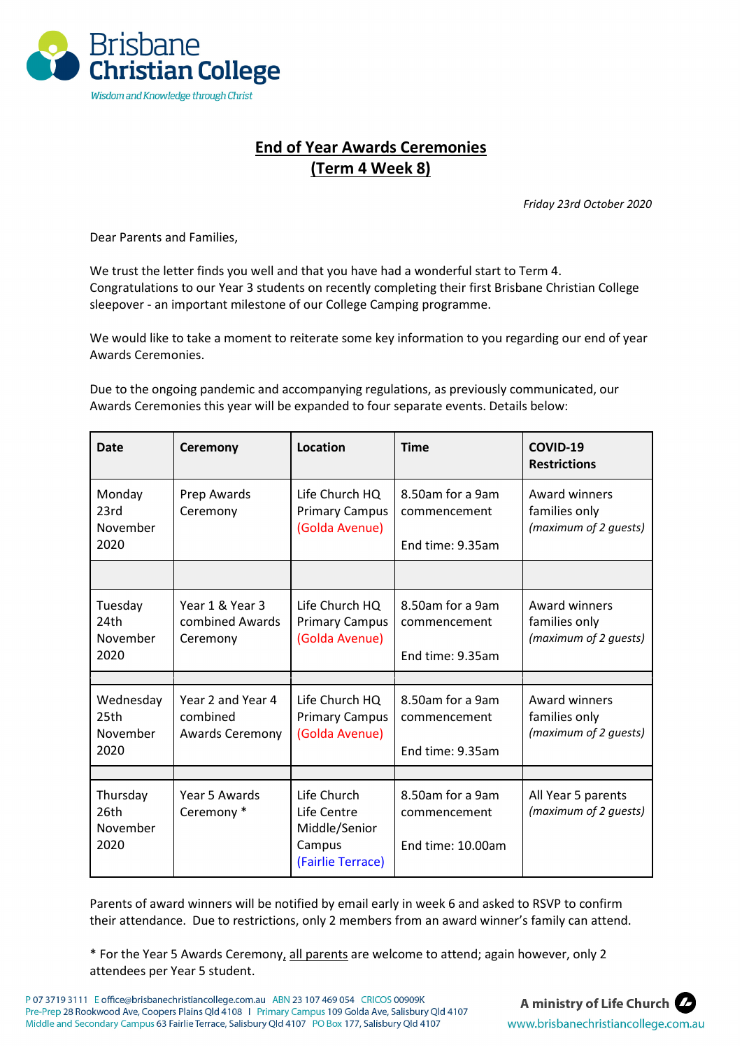Brisbane Christian College

*Wisdom and Knowledge through Christ*

## End of Year Awards Ceremonies (Term 4 Week 8)

*Friday 23rd October 2020*

Dear Parents and Families,

We trust the letter finds you well and that you have had a wonderful start to Term 4. Congratulations to our Year 3 students on recently completing their first Brisbane Christian College sleepover - an important milestone of our College Camping programme.

We would like to take a moment to reiterate some key information to you regarding our end of year Awards Ceremonies.

Due to the ongoing pandemic and accompanying regulations, as previously communicated, our Awards Ceremonies this year will be expanded to four separate events. Details below:

| Date | Ceremony | Location | Time | COVID-19 Restrictions |
|---|---|---|---|---|
| Monday 23rd November 2020 | Prep Awards Ceremony | Life Church HQ Primary Campus (Golda Avenue) | 8.50am for a 9am commencement<br>End time: 9.35am | Award winners families only *(maximum of 2 guests)* |
| | | | | |
| Tuesday 24th November 2020 | Year 1 & Year 3 combined Awards Ceremony | Life Church HQ Primary Campus (Golda Avenue) | 8.50am for a 9am commencement<br>End time: 9.35am | Award winners families only *(maximum of 2 guests)* |
| | | | | |
| Wednesday 25th November 2020 | Year 2 and Year 4 combined Awards Ceremony | Life Church HQ Primary Campus (Golda Avenue) | 8.50am for a 9am commencement<br>End time: 9.35am | Award winners families only *(maximum of 2 guests)* |
| | | | | |
| Thursday 26th November 2020 | Year 5 Awards Ceremony * | Life Church Life Centre Middle/Senior Campus (Fairlie Terrace) | 8.50am for a 9am commencement<br>End time: 10.00am | All Year 5 parents *(maximum of 2 guests)* |

Parents of award winners will be notified by email early in week 6 and asked to RSVP to confirm their attendance. Due to restrictions, only 2 members from an award winner's family can attend.

* For the Year 5 Awards Ceremony, all parents are welcome to attend; again however, only 2 attendees per Year 5 student.

P 07 3719 3111 E office@brisbanechristiancollege.com.au ABN 23 107 469 054 CRICOS 00909K
Pre-Prep 28 Rookwood Ave, Coopers Plains Qld 4108 | Primary Campus 109 Golda Ave, Salisbury Qld 4107
Middle and Secondary Campus 63 Fairlie Terrace, Salisbury Qld 4107 PO Box 177, Salisbury Qld 4107

A ministry of Life Church
www.brisbanechristiancollege.com.au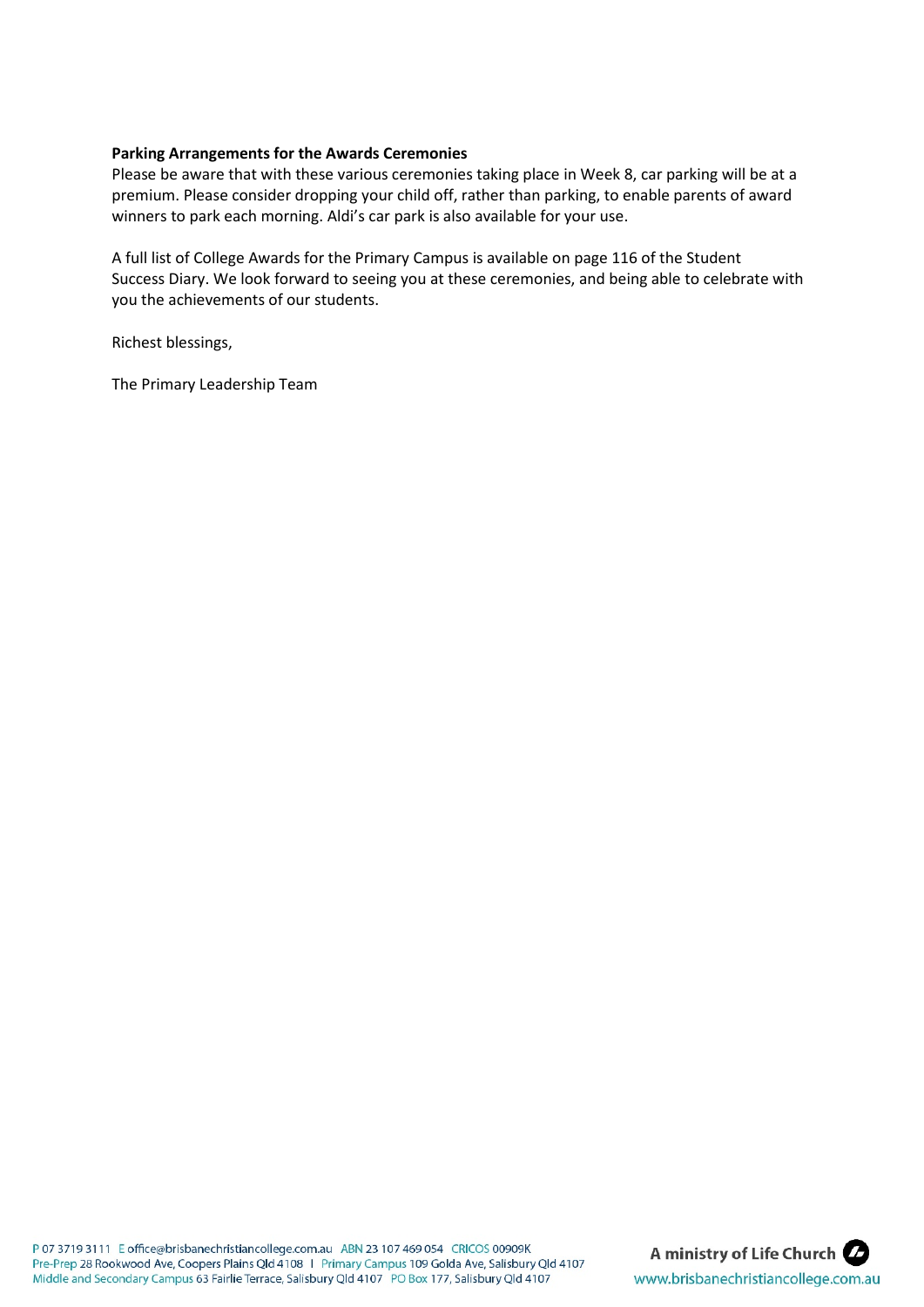**Parking Arrangements for the Awards Ceremonies**

Please be aware that with these various ceremonies taking place in Week 8, car parking will be at a premium. Please consider dropping your child off, rather than parking, to enable parents of award winners to park each morning. Aldi's car park is also available for your use.

A full list of College Awards for the Primary Campus is available on page 116 of the Student Success Diary. We look forward to seeing you at these ceremonies, and being able to celebrate with you the achievements of our students.

Richest blessings,

The Primary Leadership Team